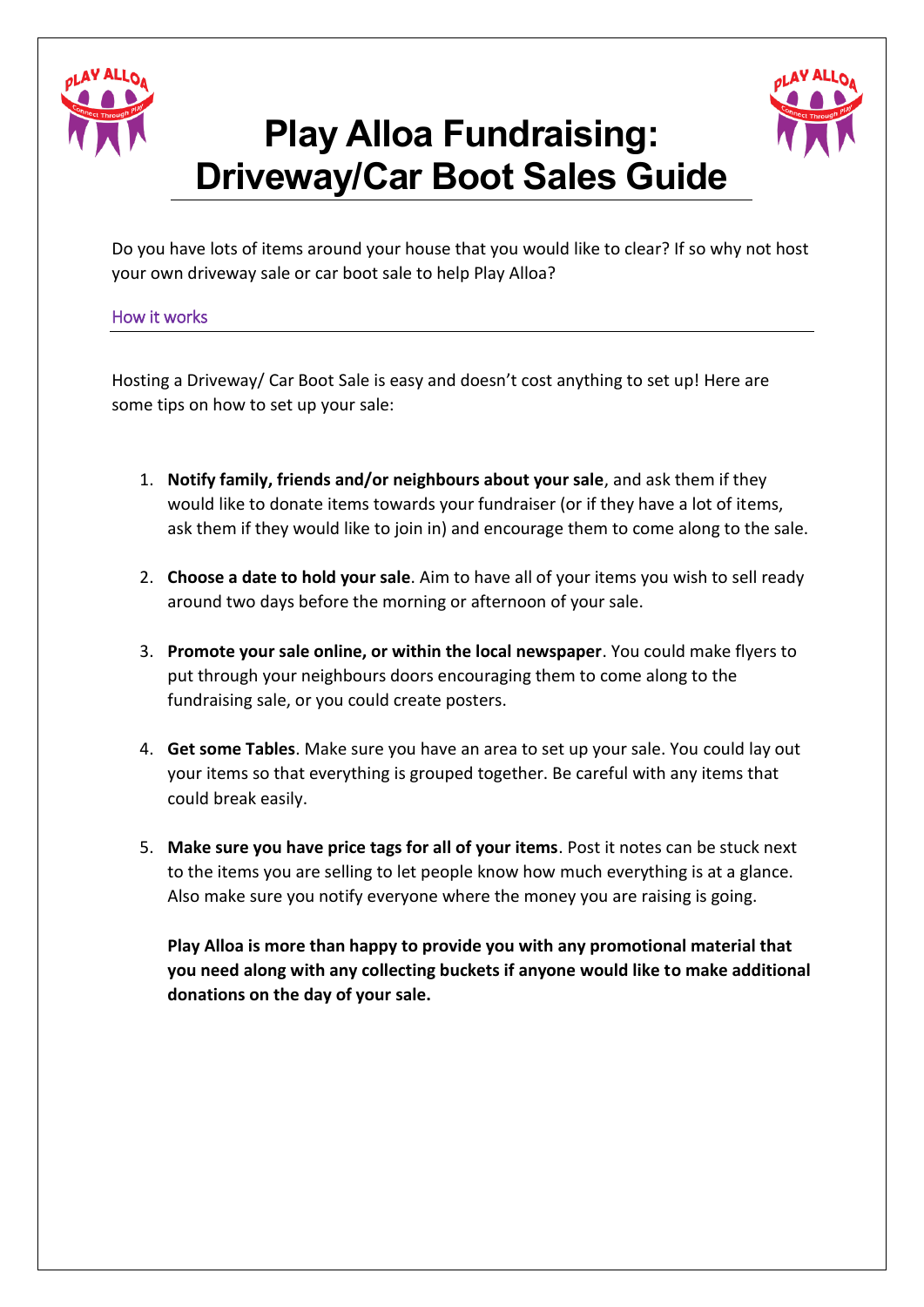# Play Alloa Fundraising: Driveway/Car Boot Sales Guide

Do you have lots of items around your house that you would like to clear? If so why not host your own driveway sale or car boot sale to help Play Alloa?

## How it works

Hosting a Driveway/ Car Boot Sale is easy and doesn't cost anything to set up! Here are some tips on how to set up your sale:

1. **Notify family, friends and/or neighbours about your sale**, and ask them if they would like to donate items towards your fundraiser (or if they have a lot of items, ask them if they would like to join in) and encourage them to come along to the sale.

2. **Choose a date to hold your sale**. Aim to have all of your items you wish to sell ready around two days before the morning or afternoon of your sale.

3. **Promote your sale online, or within the local newspaper**. You could make flyers to put through your neighbours doors encouraging them to come along to the fundraising sale, or you could create posters.

4. **Get some Tables**. Make sure you have an area to set up your sale. You could lay out your items so that everything is grouped together. Be careful with any items that could break easily.

5. **Make sure you have price tags for all of your items**. Post it notes can be stuck next to the items you are selling to let people know how much everything is at a glance. Also make sure you notify everyone where the money you are raising is going.

   **Play Alloa is more than happy to provide you with any promotional material that you need along with any collecting buckets if anyone would like to make additional donations on the day of your sale.**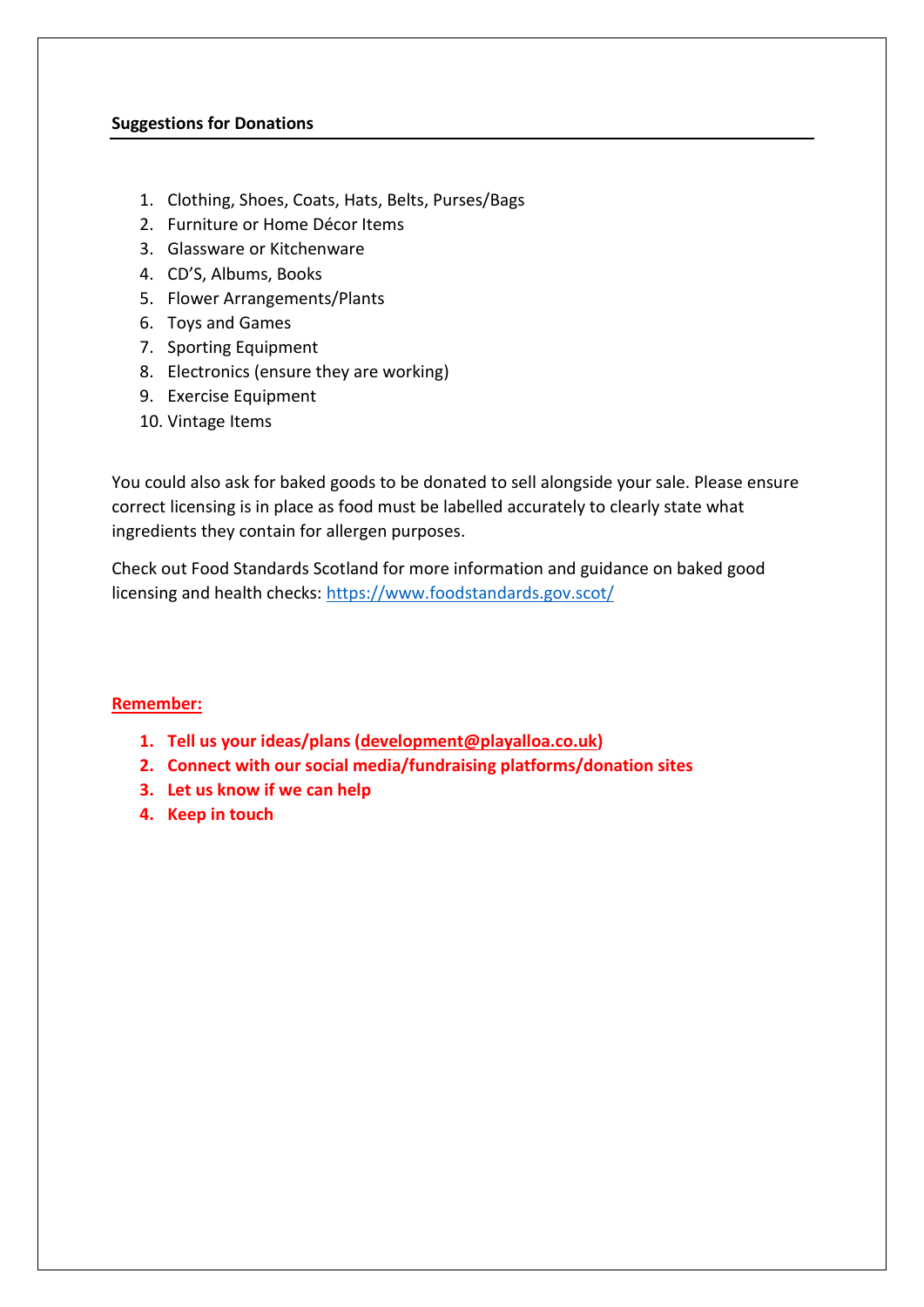**Suggestions for Donations**

1. Clothing, Shoes, Coats, Hats, Belts, Purses/Bags
2. Furniture or Home Décor Items
3. Glassware or Kitchenware
4. CD'S, Albums, Books
5. Flower Arrangements/Plants
6. Toys and Games
7. Sporting Equipment
8. Electronics (ensure they are working)
9. Exercise Equipment
10. Vintage Items

You could also ask for baked goods to be donated to sell alongside your sale. Please ensure correct licensing is in place as food must be labelled accurately to clearly state what ingredients they contain for allergen purposes.

Check out Food Standards Scotland for more information and guidance on baked good licensing and health checks: https://www.foodstandards.gov.scot/

**Remember:**

1. **Tell us your ideas/plans (development@playalloa.co.uk)**
2. **Connect with our social media/fundraising platforms/donation sites**
3. **Let us know if we can help**
4. **Keep in touch**